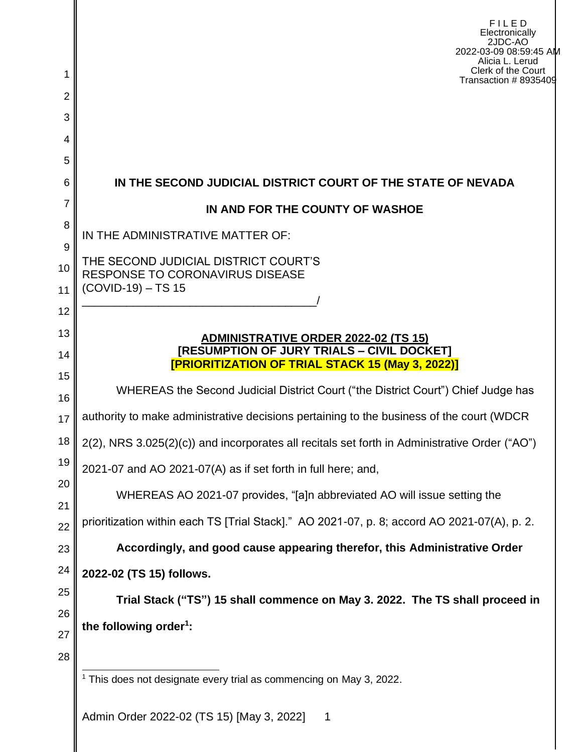FILED
Electronically
2JDC-AO
2022-03-09 08:59:45 AM
Alicia L. Lerud
Clerk of the Court
Transaction # 8935409

**IN THE SECOND JUDICIAL DISTRICT COURT OF THE STATE OF NEVADA**

**IN AND FOR THE COUNTY OF WASHOE**

IN THE ADMINISTRATIVE MATTER OF:

THE SECOND JUDICIAL DISTRICT COURT'S RESPONSE TO CORONAVIRUS DISEASE (COVID-19) – TS 15
_____________________________________/

**ADMINISTRATIVE ORDER 2022-02 (TS 15)**
**[RESUMPTION OF JURY TRIALS – CIVIL DOCKET]**
**[PRIORITIZATION OF TRIAL STACK 15 (May 3, 2022)]**

WHEREAS the Second Judicial District Court ("the District Court") Chief Judge has authority to make administrative decisions pertaining to the business of the court (WDCR 2(2), NRS 3.025(2)(c)) and incorporates all recitals set forth in Administrative Order ("AO") 2021-07 and AO 2021-07(A) as if set forth in full here; and,

WHEREAS AO 2021-07 provides, "[a]n abbreviated AO will issue setting the prioritization within each TS [Trial Stack]." AO 2021-07, p. 8; accord AO 2021-07(A), p. 2.

**Accordingly, and good cause appearing therefor, this Administrative Order 2022-02 (TS 15) follows.**

**Trial Stack ("TS") 15 shall commence on May 3. 2022. The TS shall proceed in the following order[1]:**

[1] This does not designate every trial as commencing on May 3, 2022.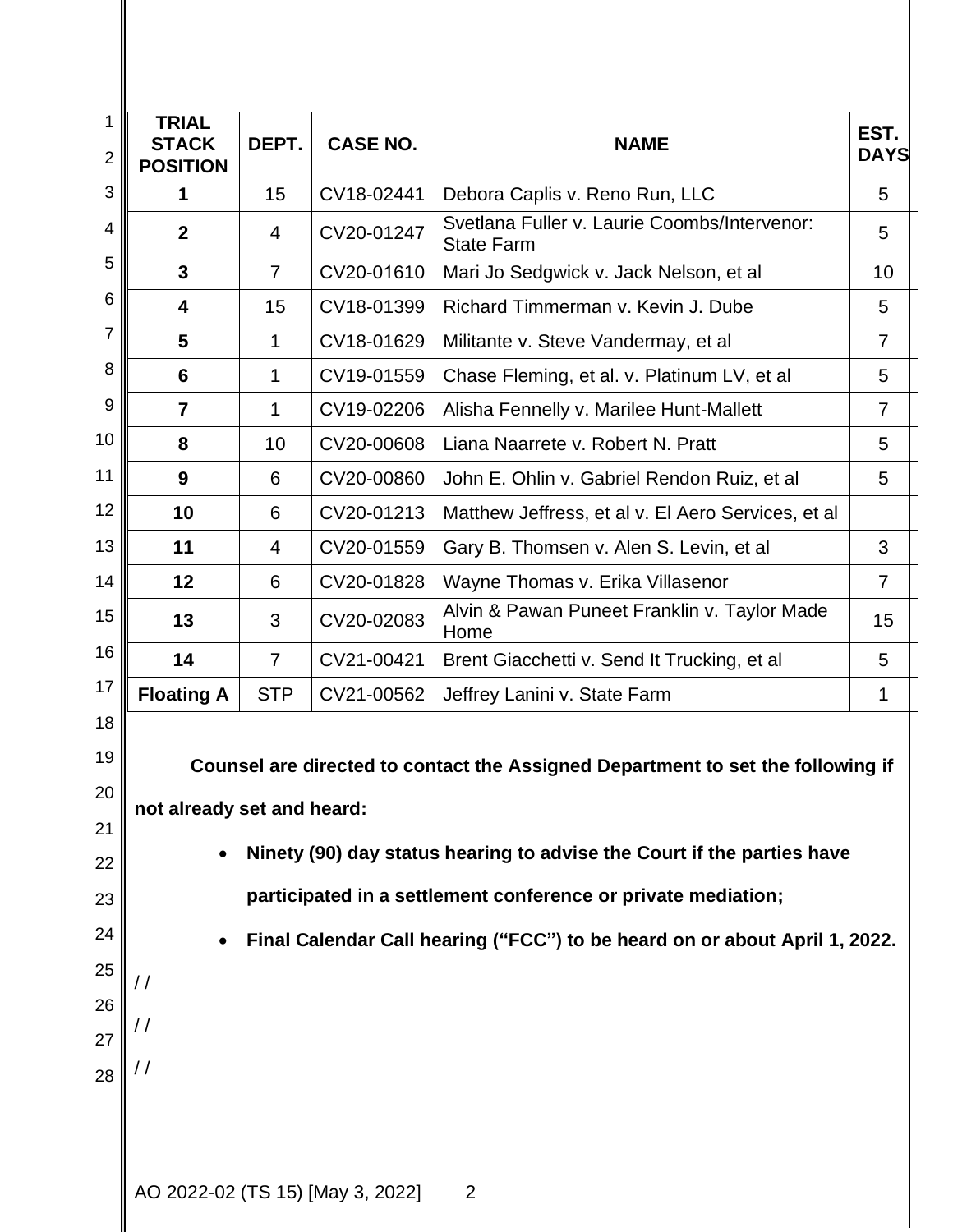| TRIAL STACK POSITION | DEPT. | CASE NO. | NAME | EST. DAYS |
|---|---|---|---|---|
| **1** | 15 | CV18-02441 | Debora Caplis v. Reno Run, LLC | 5 |
| **2** | 4 | CV20-01247 | Svetlana Fuller v. Laurie Coombs/Intervenor: State Farm | 5 |
| **3** | 7 | CV20-01610 | Mari Jo Sedgwick v. Jack Nelson, et al | 10 |
| **4** | 15 | CV18-01399 | Richard Timmerman v. Kevin J. Dube | 5 |
| **5** | 1 | CV18-01629 | Militante v. Steve Vandermay, et al | 7 |
| **6** | 1 | CV19-01559 | Chase Fleming, et al. v. Platinum LV, et al | 5 |
| **7** | 1 | CV19-02206 | Alisha Fennelly v. Marilee Hunt-Mallett | 7 |
| **8** | 10 | CV20-00608 | Liana Naarrete v. Robert N. Pratt | 5 |
| **9** | 6 | CV20-00860 | John E. Ohlin v. Gabriel Rendon Ruiz, et al | 5 |
| **10** | 6 | CV20-01213 | Matthew Jeffress, et al v. El Aero Services, et al | |
| **11** | 4 | CV20-01559 | Gary B. Thomsen v. Alen S. Levin, et al | 3 |
| **12** | 6 | CV20-01828 | Wayne Thomas v. Erika Villasenor | 7 |
| **13** | 3 | CV20-02083 | Alvin & Pawan Puneet Franklin v. Taylor Made Home | 15 |
| **14** | 7 | CV21-00421 | Brent Giacchetti v. Send It Trucking, et al | 5 |
| **Floating A** | STP | CV21-00562 | Jeffrey Lanini v. State Farm | 1 |

**Counsel are directed to contact the Assigned Department to set the following if not already set and heard:**

- **Ninety (90) day status hearing to advise the Court if the parties have participated in a settlement conference or private mediation;**
- **Final Calendar Call hearing ("FCC") to be heard on or about April 1, 2022.**

/ /

/ /

/ /

AO 2022-02 (TS 15) [May 3, 2022]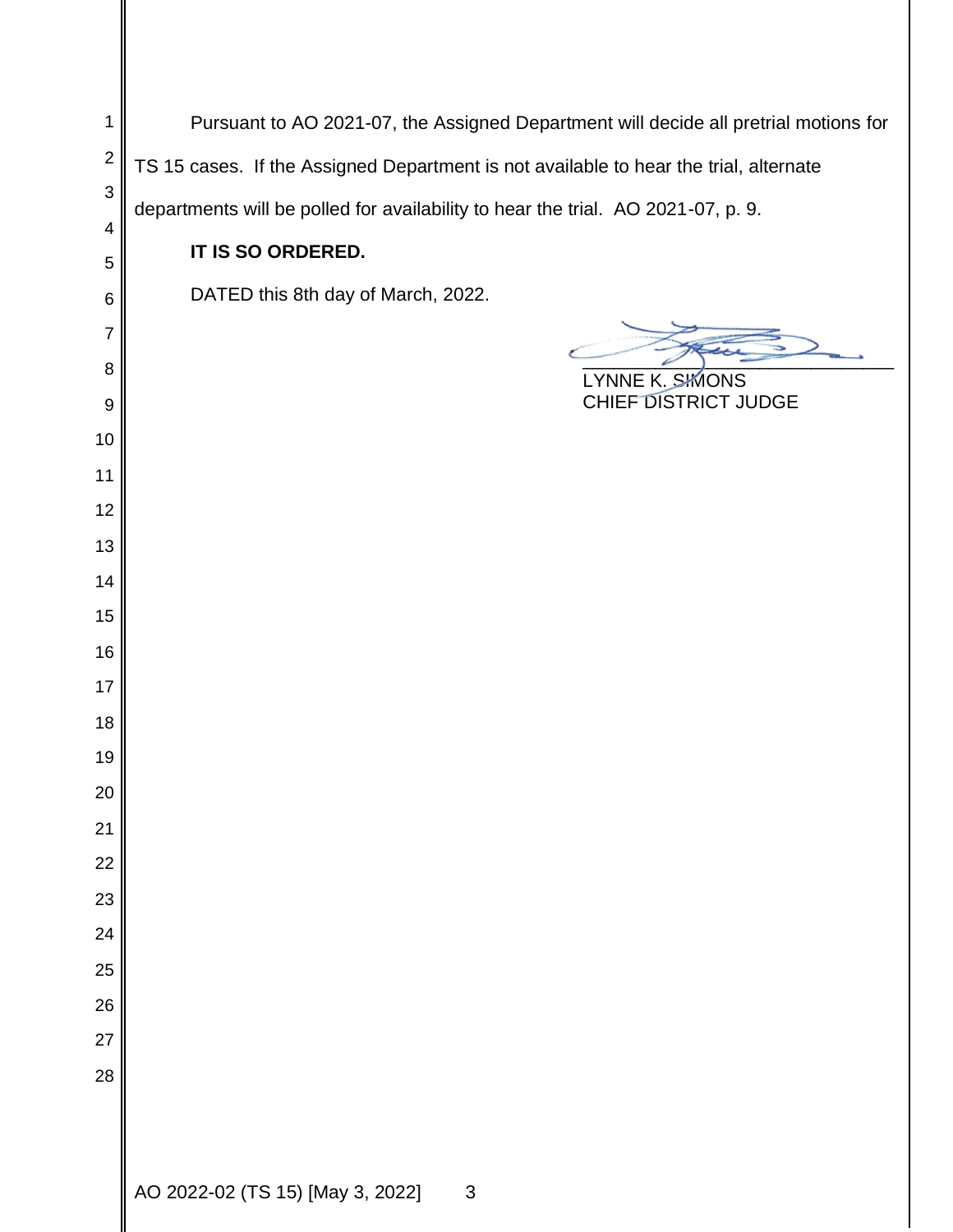Pursuant to AO 2021-07, the Assigned Department will decide all pretrial motions for TS 15 cases. If the Assigned Department is not available to hear the trial, alternate departments will be polled for availability to hear the trial. AO 2021-07, p. 9.

**IT IS SO ORDERED.**

DATED this 8th day of March, 2022.

LYNNE K. SIMONS
CHIEF DISTRICT JUDGE